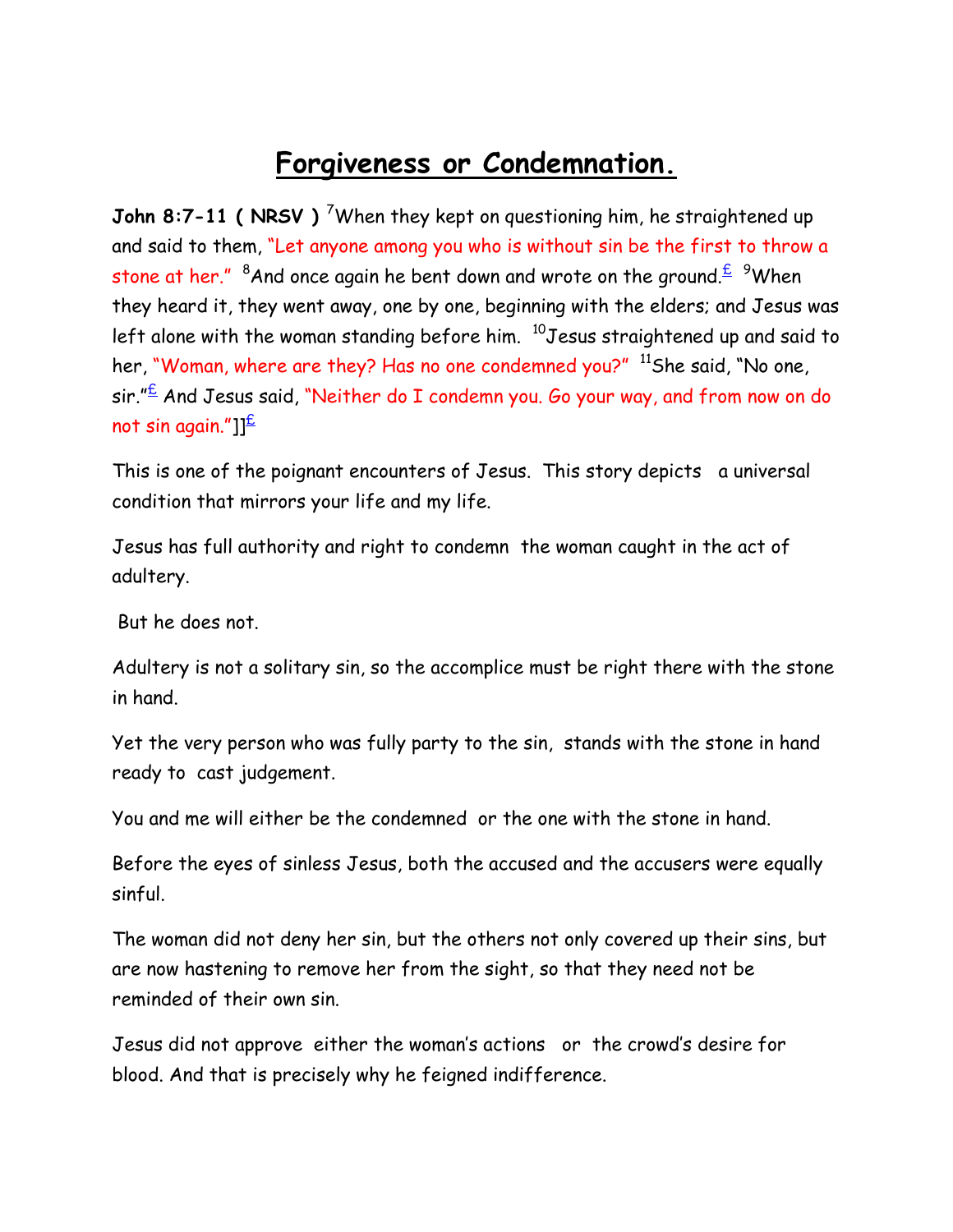# Forgiveness or Condemnation.

**John 8:7-11 ( NRSV )** [7]When they kept on questioning him, he straightened up and said to them, "Let anyone among you who is without sin be the first to throw a stone at her." [8]And once again he bent down and wrote on the ground.[£] [9]When they heard it, they went away, one by one, beginning with the elders; and Jesus was left alone with the woman standing before him. [10]Jesus straightened up and said to her, "Woman, where are they? Has no one condemned you?" [11]She said, "No one, sir."[£] And Jesus said, "Neither do I condemn you. Go your way, and from now on do not sin again."]][£]

This is one of the poignant encounters of Jesus. This story depicts a universal condition that mirrors your life and my life.

Jesus has full authority and right to condemn the woman caught in the act of adultery.

But he does not.

Adultery is not a solitary sin, so the accomplice must be right there with the stone in hand.

Yet the very person who was fully party to the sin, stands with the stone in hand ready to cast judgement.

You and me will either be the condemned or the one with the stone in hand.

Before the eyes of sinless Jesus, both the accused and the accusers were equally sinful.

The woman did not deny her sin, but the others not only covered up their sins, but are now hastening to remove her from the sight, so that they need not be reminded of their own sin.

Jesus did not approve either the woman's actions or the crowd's desire for blood. And that is precisely why he feigned indifference.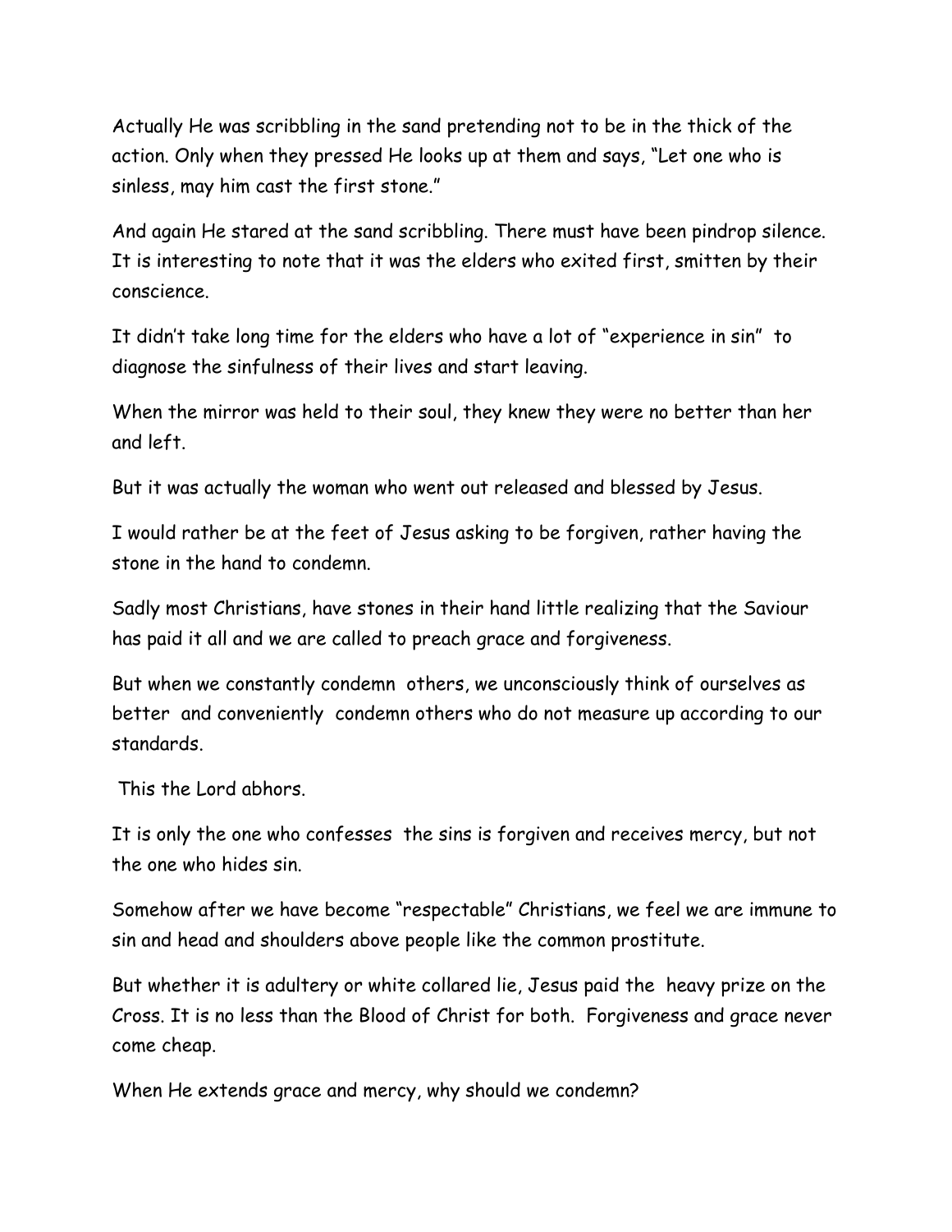Actually He was scribbling in the sand pretending not to be in the thick of the action. Only when they pressed He looks up at them and says, "Let one who is sinless, may him cast the first stone."

And again He stared at the sand scribbling. There must have been pindrop silence. It is interesting to note that it was the elders who exited first, smitten by their conscience.

It didn't take long time for the elders who have a lot of "experience in sin" to diagnose the sinfulness of their lives and start leaving.

When the mirror was held to their soul, they knew they were no better than her and left.

But it was actually the woman who went out released and blessed by Jesus.

I would rather be at the feet of Jesus asking to be forgiven, rather having the stone in the hand to condemn.

Sadly most Christians, have stones in their hand little realizing that the Saviour has paid it all and we are called to preach grace and forgiveness.

But when we constantly condemn others, we unconsciously think of ourselves as better and conveniently condemn others who do not measure up according to our standards.

This the Lord abhors.

It is only the one who confesses the sins is forgiven and receives mercy, but not the one who hides sin.

Somehow after we have become "respectable" Christians, we feel we are immune to sin and head and shoulders above people like the common prostitute.

But whether it is adultery or white collared lie, Jesus paid the heavy prize on the Cross. It is no less than the Blood of Christ for both. Forgiveness and grace never come cheap.

When He extends grace and mercy, why should we condemn?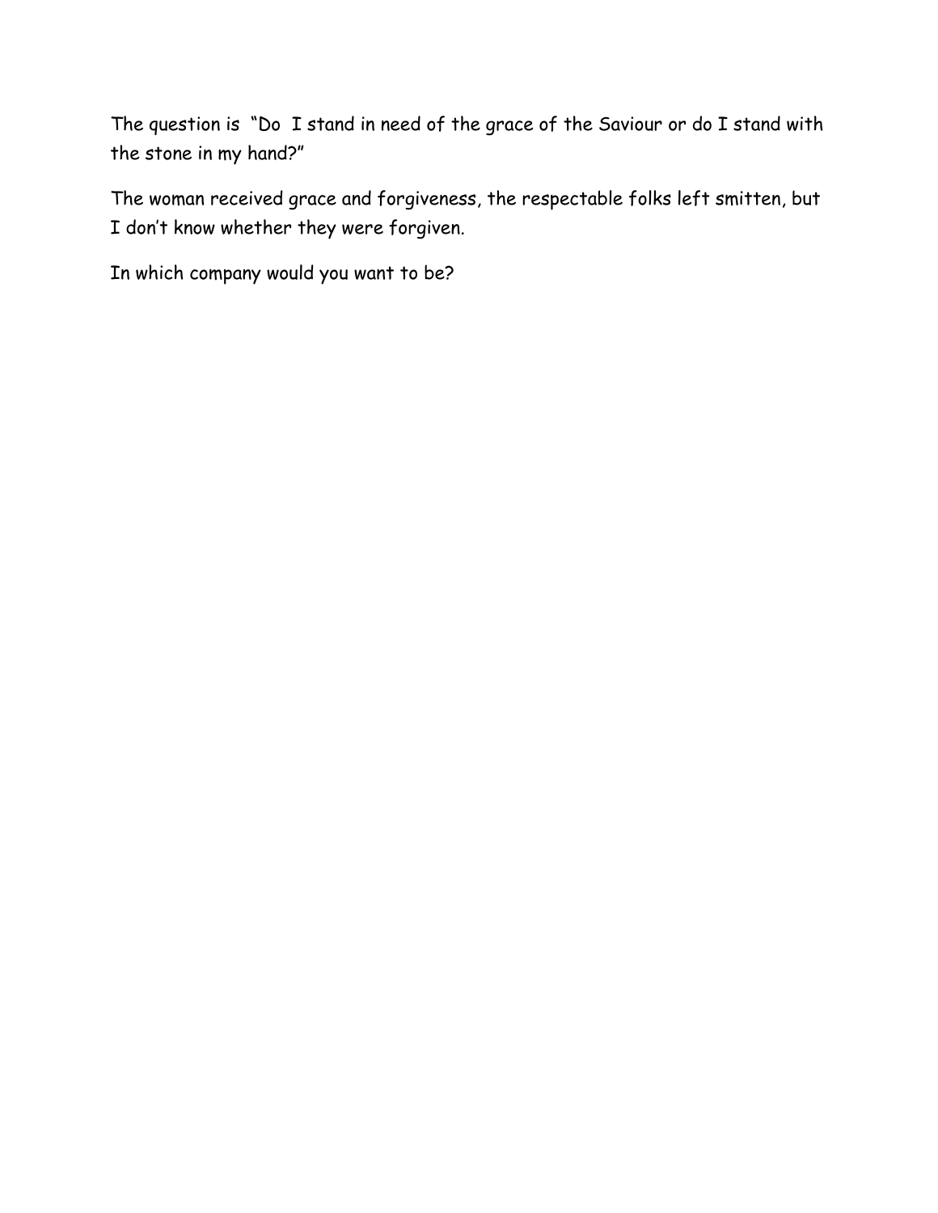The question is "Do I stand in need of the grace of the Saviour or do I stand with the stone in my hand?"

The woman received grace and forgiveness, the respectable folks left smitten, but I don't know whether they were forgiven.

In which company would you want to be?